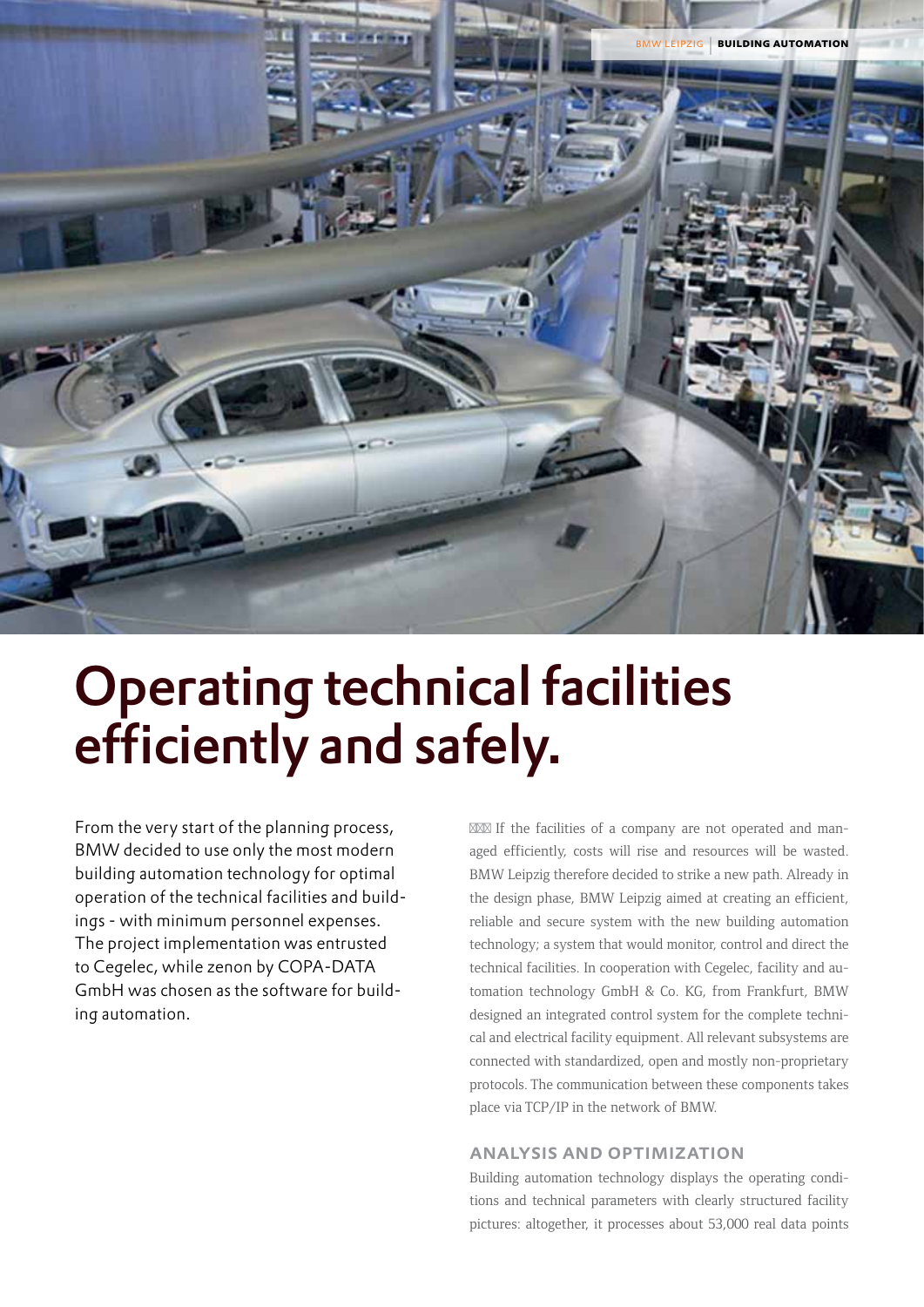# Operating technical facilities efficiently and safely.

From the very start of the planning process, BMW decided to use only the most modern building automation technology for optimal operation of the technical facilities and buildings - with minimum personnel expenses. The project implementation was entrusted to Cegelec, while zenon by COPA-DATA GmbH was chosen as the software for building automation.

If the facilities of a company are not operated and managed efficiently, costs will rise and resources will be wasted. BMW Leipzig therefore decided to strike a new path. Already in the design phase, BMW Leipzig aimed at creating an efficient, reliable and secure system with the new building automation technology; a system that would monitor, control and direct the technical facilities. In cooperation with Cegelec, facility and automation technology GmbH & Co. KG, from Frankfurt, BMW designed an integrated control system for the complete technical and electrical facility equipment. All relevant subsystems are connected with standardized, open and mostly non-proprietary protocols. The communication between these components takes place via TCP/IP in the network of BMW.

## ANALYSIS AND OPTIMIZATION

Building automation technology displays the operating conditions and technical parameters with clearly structured facility pictures: altogether, it processes about 53,000 real data points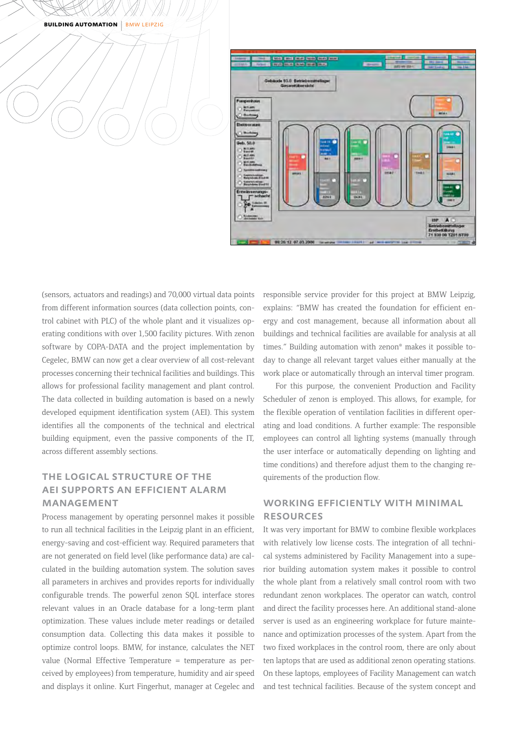(sensors, actuators and readings) and 70,000 virtual data points from different information sources (data collection points, control cabinet with PLC) of the whole plant and it visualizes operating conditions with over 1,500 facility pictures. With zenon software by COPA-DATA and the project implementation by Cegelec, BMW can now get a clear overview of all cost-relevant processes concerning their technical facilities and buildings. This allows for professional facility management and plant control. The data collected in building automation is based on a newly developed equipment identification system (AEI). This system identifies all the components of the technical and electrical building equipment, even the passive components of the IT, across different assembly sections.

## THE LOGICAL STRUCTURE OF THE AEI SUPPORTS AN EFFICIENT ALARM MANAGEMENT

Process management by operating personnel makes it possible to run all technical facilities in the Leipzig plant in an efficient, energy-saving and cost-efficient way. Required parameters that are not generated on field level (like performance data) are calculated in the building automation system. The solution saves all parameters in archives and provides reports for individually configurable trends. The powerful zenon SQL interface stores relevant values in an Oracle database for a long-term plant optimization. These values include meter readings or detailed consumption data. Collecting this data makes it possible to optimize control loops. BMW, for instance, calculates the NET value (Normal Effective Temperature = temperature as perceived by employees) from temperature, humidity and air speed and displays it online. Kurt Fingerhut, manager at Cegelec and responsible service provider for this project at BMW Leipzig, explains: "BMW has created the foundation for efficient energy and cost management, because all information about all buildings and technical facilities are available for analysis at all times." Building automation with zenon® makes it possible today to change all relevant target values either manually at the work place or automatically through an interval timer program.

For this purpose, the convenient Production and Facility Scheduler of zenon is employed. This allows, for example, for the flexible operation of ventilation facilities in different operating and load conditions. A further example: The responsible employees can control all lighting systems (manually through the user interface or automatically depending on lighting and time conditions) and therefore adjust them to the changing requirements of the production flow.

## WORKING EFFICIENTLY WITH MINIMAL RESOURCES

It was very important for BMW to combine flexible workplaces with relatively low license costs. The integration of all technical systems administered by Facility Management into a superior building automation system makes it possible to control the whole plant from a relatively small control room with two redundant zenon workplaces. The operator can watch, control and direct the facility processes here. An additional stand-alone server is used as an engineering workplace for future maintenance and optimization processes of the system. Apart from the two fixed workplaces in the control room, there are only about ten laptops that are used as additional zenon operating stations. On these laptops, employees of Facility Management can watch and test technical facilities. Because of the system concept and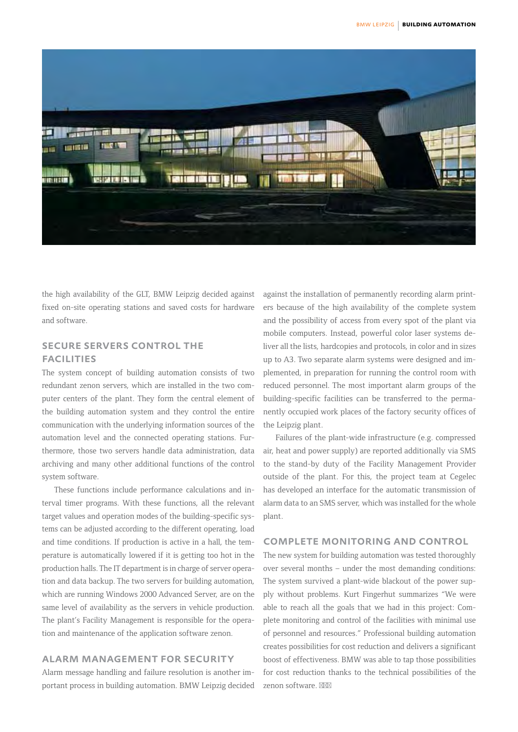the high availability of the GLT, BMW Leipzig decided against fixed on-site operating stations and saved costs for hardware and software.

## SECURE SERVERS CONTROL THE FACILITIES

The system concept of building automation consists of two redundant zenon servers, which are installed in the two computer centers of the plant. They form the central element of the building automation system and they control the entire communication with the underlying information sources of the automation level and the connected operating stations. Furthermore, those two servers handle data administration, data archiving and many other additional functions of the control system software.

These functions include performance calculations and interval timer programs. With these functions, all the relevant target values and operation modes of the building-specific systems can be adjusted according to the different operating, load and time conditions. If production is active in a hall, the temperature is automatically lowered if it is getting too hot in the production halls. The IT department is in charge of server operation and data backup. The two servers for building automation, which are running Windows 2000 Advanced Server, are on the same level of availability as the servers in vehicle production. The plant's Facility Management is responsible for the operation and maintenance of the application software zenon.

## ALARM MANAGEMENT FOR SECURITY

Alarm message handling and failure resolution is another important process in building automation. BMW Leipzig decided against the installation of permanently recording alarm printers because of the high availability of the complete system and the possibility of access from every spot of the plant via mobile computers. Instead, powerful color laser systems deliver all the lists, hardcopies and protocols, in color and in sizes up to A3. Two separate alarm systems were designed and implemented, in preparation for running the control room with reduced personnel. The most important alarm groups of the building-specific facilities can be transferred to the permanently occupied work places of the factory security offices of the Leipzig plant.

Failures of the plant-wide infrastructure (e.g. compressed air, heat and power supply) are reported additionally via SMS to the stand-by duty of the Facility Management Provider outside of the plant. For this, the project team at Cegelec has developed an interface for the automatic transmission of alarm data to an SMS server, which was installed for the whole plant.

## COMPLETE MONITORING AND CONTROL

The new system for building automation was tested thoroughly over several months – under the most demanding conditions: The system survived a plant-wide blackout of the power supply without problems. Kurt Fingerhut summarizes "We were able to reach all the goals that we had in this project: Complete monitoring and control of the facilities with minimal use of personnel and resources." Professional building automation creates possibilities for cost reduction and delivers a significant boost of effectiveness. BMW was able to tap those possibilities for cost reduction thanks to the technical possibilities of the zenon software.